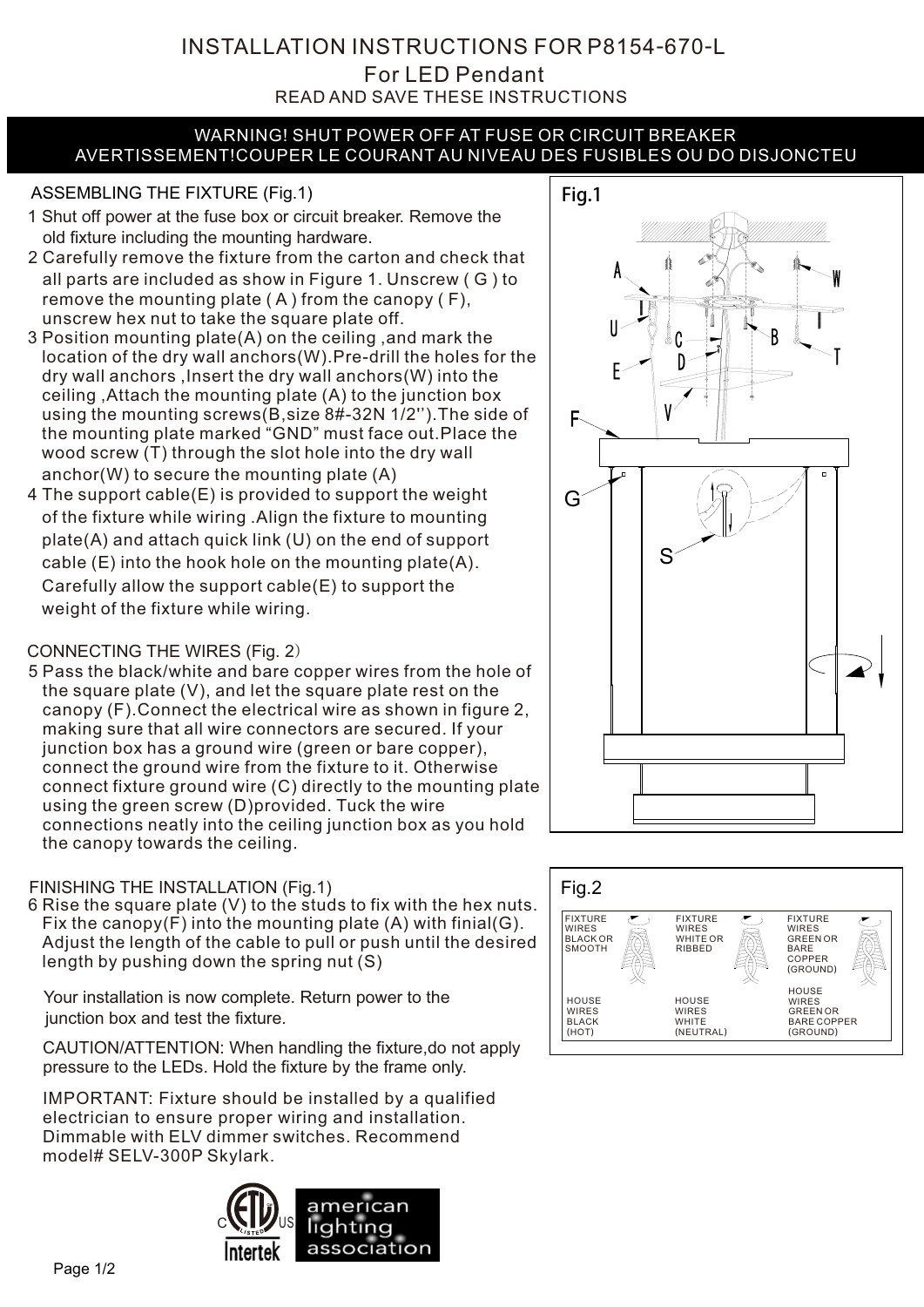# INSTALLATION INSTRUCTIONS FOR P8154-670-L

## For LED Pendant

READ AND SAVE THESE INSTRUCTIONS

**WARNING! SHUT POWER OFF AT FUSE OR CIRCUIT BREAKER**
**AVERTISSEMENT!COUPER LE COURANT AU NIVEAU DES FUSIBLES OU DO DISJONCTEU**

### ASSEMBLING THE FIXTURE (Fig.1)

1 Shut off power at the fuse box or circuit breaker. Remove the old fixture including the mounting hardware.

2 Carefully remove the fixture from the carton and check that all parts are included as show in Figure 1. Unscrew ( G ) to remove the mounting plate ( A ) from the canopy ( F), unscrew hex nut to take the square plate off.

3 Position mounting plate(A) on the ceiling ,and mark the location of the dry wall anchors(W).Pre-drill the holes for the dry wall anchors ,Insert the dry wall anchors(W) into the ceiling ,Attach the mounting plate (A) to the junction box using the mounting screws(B,size 8#-32N 1/2'').The side of the mounting plate marked "GND" must face out.Place the wood screw (T) through the slot hole into the dry wall anchor(W) to secure the mounting plate (A)

4 The support cable(E) is provided to support the weight of the fixture while wiring .Align the fixture to mounting plate(A) and attach quick link (U) on the end of support cable (E) into the hook hole on the mounting plate(A). Carefully allow the support cable(E) to support the weight of the fixture while wiring.

### CONNECTING THE WIRES (Fig. 2)

5 Pass the black/white and bare copper wires from the hole of the square plate (V), and let the square plate rest on the canopy (F).Connect the electrical wire as shown in figure 2, making sure that all wire connectors are secured. If your junction box has a ground wire (green or bare copper), connect the ground wire from the fixture to it. Otherwise connect fixture ground wire (C) directly to the mounting plate using the green screw (D)provided. Tuck the wire connections neatly into the ceiling junction box as you hold the canopy towards the ceiling.

### FINISHING THE INSTALLATION (Fig.1)

6 Rise the square plate (V) to the studs to fix with the hex nuts. Fix the canopy(F) into the mounting plate (A) with finial(G). Adjust the length of the cable to pull or push until the desired length by pushing down the spring nut (S)

Your installation is now complete. Return power to the junction box and test the fixture.

CAUTION/ATTENTION: When handling the fixture,do not apply pressure to the LEDs. Hold the fixture by the frame only.

IMPORTANT: Fixture should be installed by a qualified electrician to ensure proper wiring and installation. Dimmable with ELV dimmer switches. Recommend model# SELV-300P Skylark.

Fig.1

Fig.2

| FIXTURE WIRES BLACK OR SMOOTH | FIXTURE WIRES WHITE OR RIBBED | FIXTURE WIRES GREEN OR BARE COPPER (GROUND) |
|---|---|---|
| HOUSE WIRES BLACK (HOT) | HOUSE WIRES WHITE (NEUTRAL) | HOUSE WIRES GREEN OR BARE COPPER (GROUND) |

C ETL LISTED US Intertek

american lighting association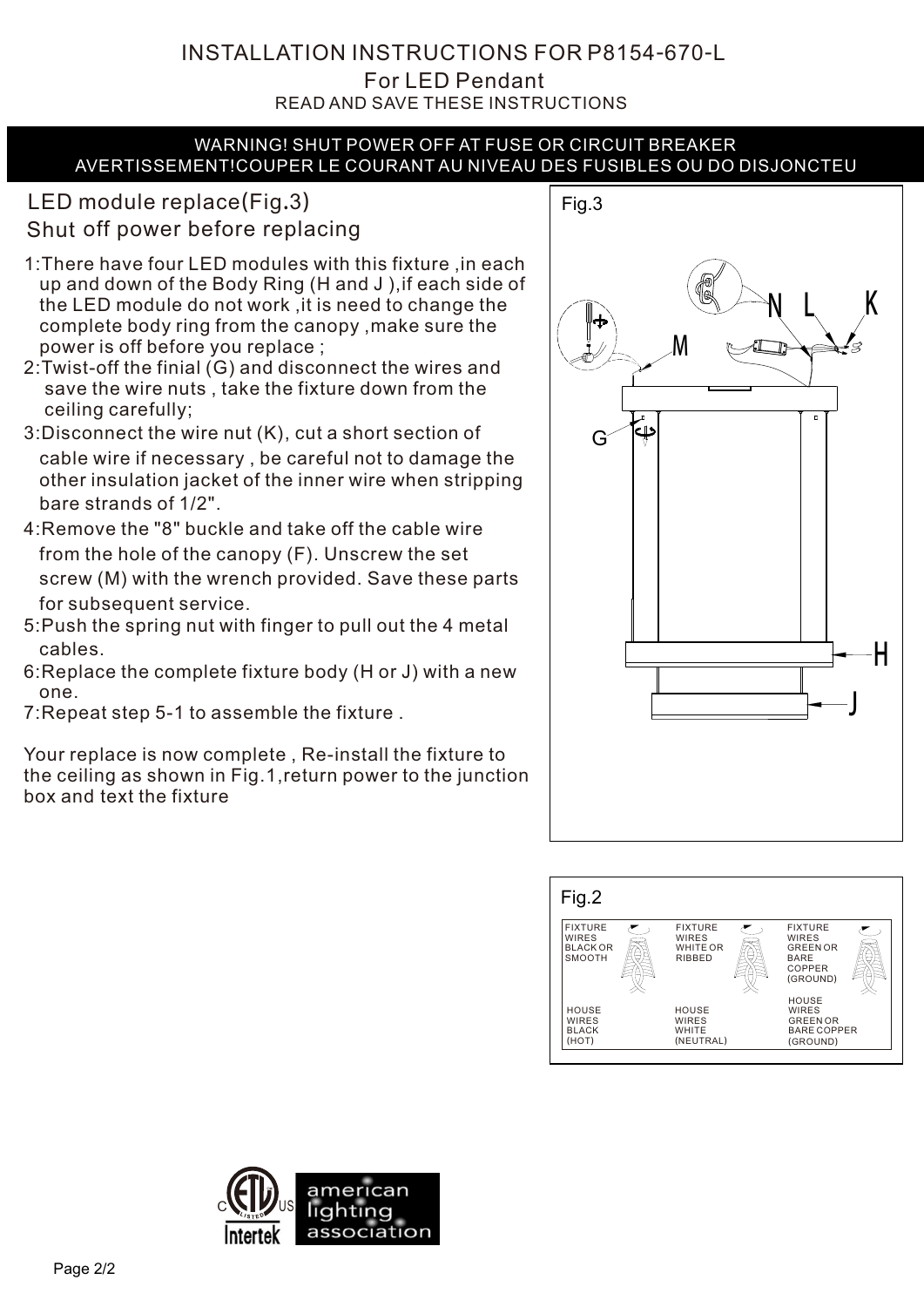# INSTALLATION INSTRUCTIONS FOR P8154-670-L

## For LED Pendant

READ AND SAVE THESE INSTRUCTIONS

**WARNING! SHUT POWER OFF AT FUSE OR CIRCUIT BREAKER**
**AVERTISSEMENT!COUPER LE COURANT AU NIVEAU DES FUSIBLES OU DO DISJONCTEU**

## LED module replace(Fig.3)

### Shut off power before replacing

1:There have four LED modules with this fixture ,in each up and down of the Body Ring (H and J ),if each side of the LED module do not work ,it is need to change the complete body ring from the canopy ,make sure the power is off before you replace ;

2:Twist-off the finial (G) and disconnect the wires and save the wire nuts , take the fixture down from the ceiling carefully;

3:Disconnect the wire nut (K), cut a short section of cable wire if necessary , be careful not to damage the other insulation jacket of the inner wire when stripping bare strands of 1/2".

4:Remove the "8" buckle and take off the cable wire from the hole of the canopy (F). Unscrew the set screw (M) with the wrench provided. Save these parts for subsequent service.

5:Push the spring nut with finger to pull out the 4 metal cables.

6:Replace the complete fixture body (H or J) with a new one.

7:Repeat step 5-1 to assemble the fixture .

Your replace is now complete , Re-install the fixture to the ceiling as shown in Fig.1,return power to the junction box and text the fixture

Fig.3

N L K M G H J

Fig.2

FIXTURE WIRES BLACK OR SMOOTH
HOUSE WIRES BLACK (HOT)

FIXTURE WIRES WHITE OR RIBBED
HOUSE WIRES WHITE (NEUTRAL)

FIXTURE WIRES GREEN OR BARE COPPER (GROUND)
HOUSE WIRES GREEN OR BARE COPPER (GROUND)

C US LISTED Intertek

american lighting association